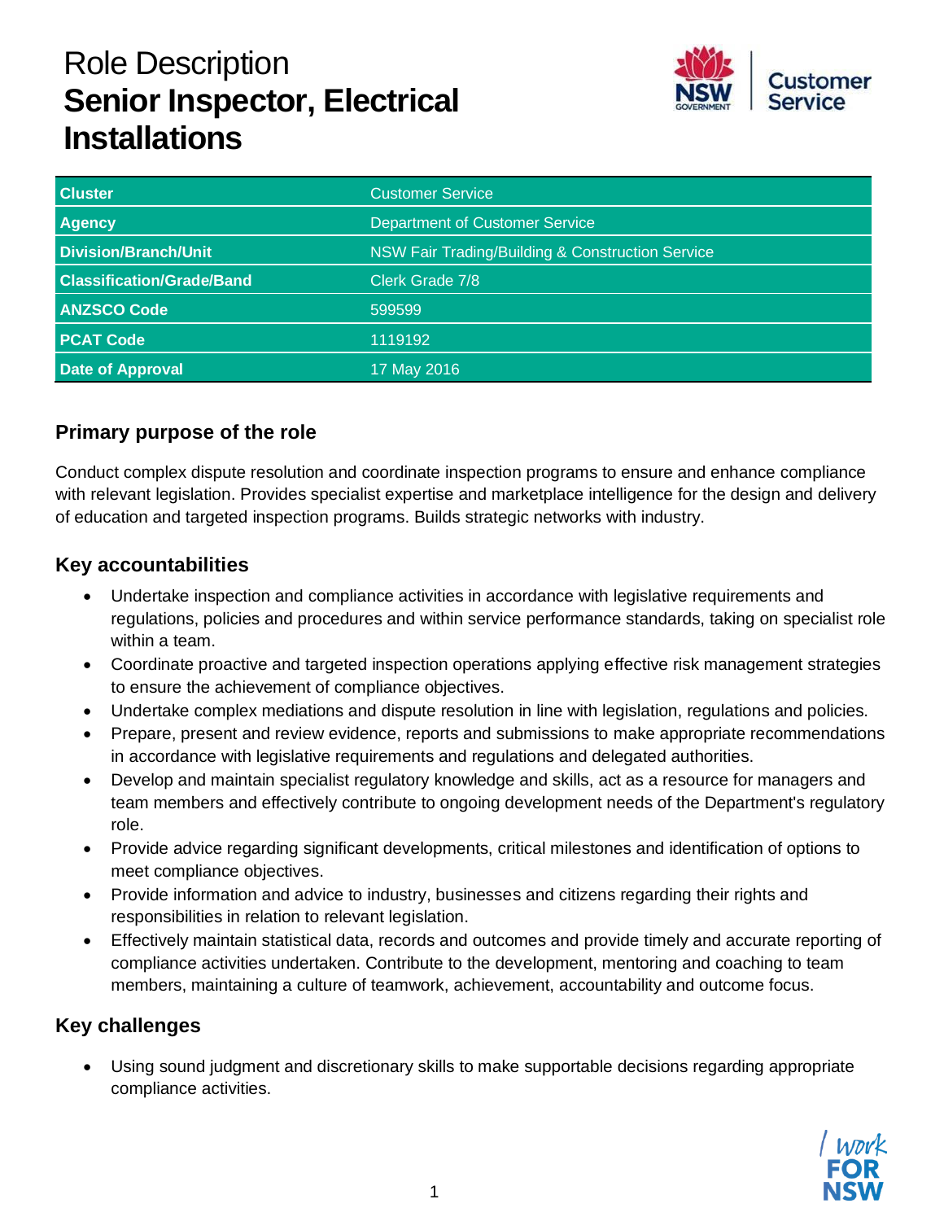# Role Description
# Senior Inspector, Electrical Installations

| Cluster | Customer Service |
|---|---|
| Agency | Department of Customer Service |
| Division/Branch/Unit | NSW Fair Trading/Building & Construction Service |
| Classification/Grade/Band | Clerk Grade 7/8 |
| ANZSCO Code | 599599 |
| PCAT Code | 1119192 |
| Date of Approval | 17 May 2016 |

## Primary purpose of the role

Conduct complex dispute resolution and coordinate inspection programs to ensure and enhance compliance with relevant legislation. Provides specialist expertise and marketplace intelligence for the design and delivery of education and targeted inspection programs. Builds strategic networks with industry.

## Key accountabilities

- Undertake inspection and compliance activities in accordance with legislative requirements and regulations, policies and procedures and within service performance standards, taking on specialist role within a team.
- Coordinate proactive and targeted inspection operations applying effective risk management strategies to ensure the achievement of compliance objectives.
- Undertake complex mediations and dispute resolution in line with legislation, regulations and policies.
- Prepare, present and review evidence, reports and submissions to make appropriate recommendations in accordance with legislative requirements and regulations and delegated authorities.
- Develop and maintain specialist regulatory knowledge and skills, act as a resource for managers and team members and effectively contribute to ongoing development needs of the Department's regulatory role.
- Provide advice regarding significant developments, critical milestones and identification of options to meet compliance objectives.
- Provide information and advice to industry, businesses and citizens regarding their rights and responsibilities in relation to relevant legislation.
- Effectively maintain statistical data, records and outcomes and provide timely and accurate reporting of compliance activities undertaken. Contribute to the development, mentoring and coaching to team members, maintaining a culture of teamwork, achievement, accountability and outcome focus.

## Key challenges

- Using sound judgment and discretionary skills to make supportable decisions regarding appropriate compliance activities.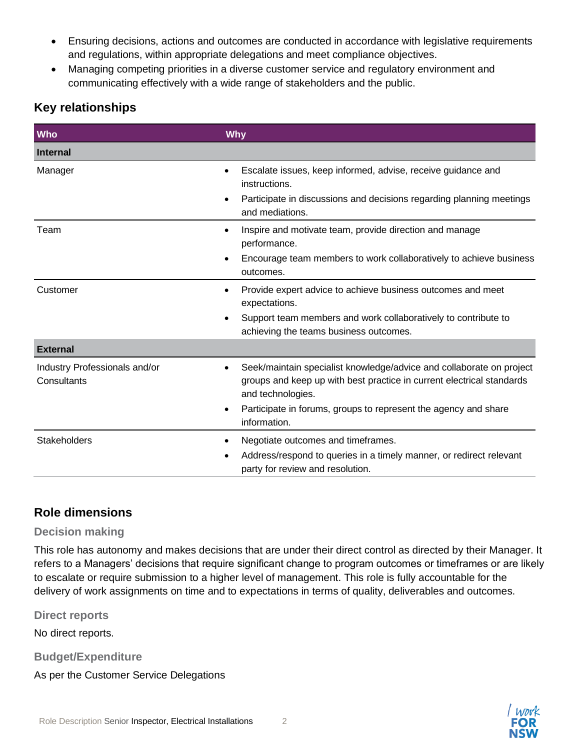- Ensuring decisions, actions and outcomes are conducted in accordance with legislative requirements and regulations, within appropriate delegations and meet compliance objectives.
- Managing competing priorities in a diverse customer service and regulatory environment and communicating effectively with a wide range of stakeholders and the public.

## Key relationships

| Who | Why |
|---|---|
| **Internal** | |
| Manager | • Escalate issues, keep informed, advise, receive guidance and instructions.<br>• Participate in discussions and decisions regarding planning meetings and mediations. |
| Team | • Inspire and motivate team, provide direction and manage performance.<br>• Encourage team members to work collaboratively to achieve business outcomes. |
| Customer | • Provide expert advice to achieve business outcomes and meet expectations.<br>• Support team members and work collaboratively to contribute to achieving the teams business outcomes. |
| **External** | |
| Industry Professionals and/or Consultants | • Seek/maintain specialist knowledge/advice and collaborate on project groups and keep up with best practice in current electrical standards and technologies.<br>• Participate in forums, groups to represent the agency and share information. |
| Stakeholders | • Negotiate outcomes and timeframes.<br>• Address/respond to queries in a timely manner, or redirect relevant party for review and resolution. |

## Role dimensions

### Decision making

This role has autonomy and makes decisions that are under their direct control as directed by their Manager. It refers to a Managers' decisions that require significant change to program outcomes or timeframes or are likely to escalate or require submission to a higher level of management. This role is fully accountable for the delivery of work assignments on time and to expectations in terms of quality, deliverables and outcomes.

### Direct reports

No direct reports.

### Budget/Expenditure

As per the Customer Service Delegations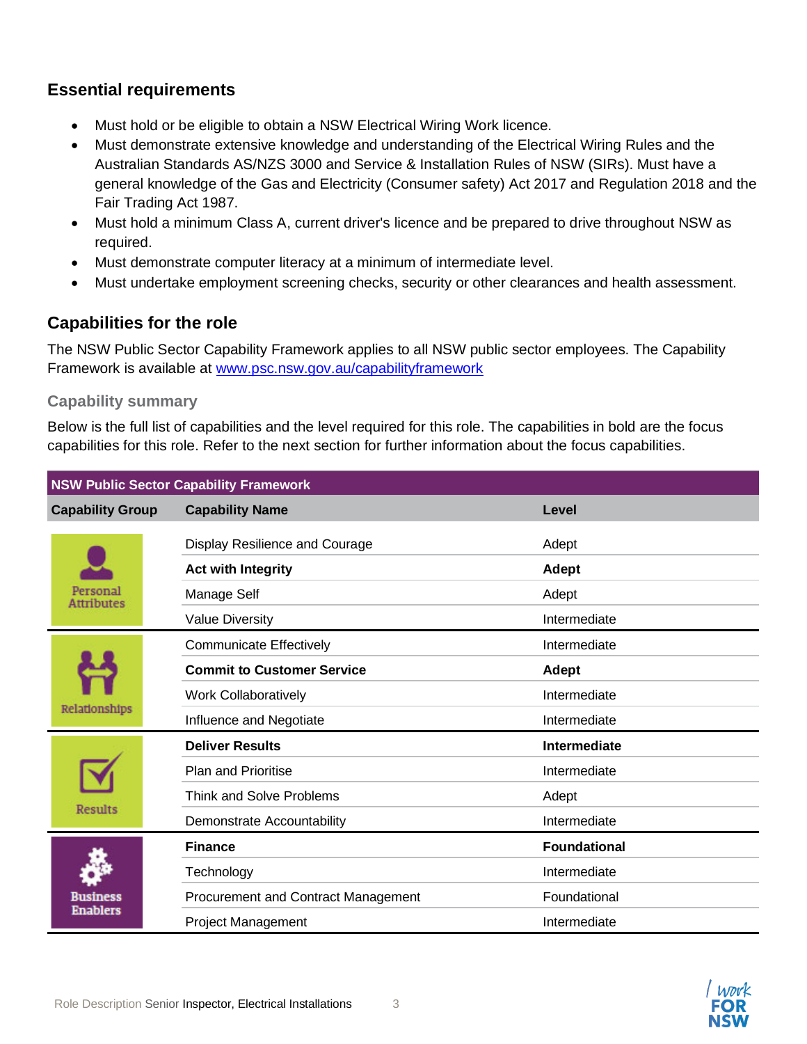## Essential requirements

- Must hold or be eligible to obtain a NSW Electrical Wiring Work licence.
- Must demonstrate extensive knowledge and understanding of the Electrical Wiring Rules and the Australian Standards AS/NZS 3000 and Service & Installation Rules of NSW (SIRs). Must have a general knowledge of the Gas and Electricity (Consumer safety) Act 2017 and Regulation 2018 and the Fair Trading Act 1987.
- Must hold a minimum Class A, current driver's licence and be prepared to drive throughout NSW as required.
- Must demonstrate computer literacy at a minimum of intermediate level.
- Must undertake employment screening checks, security or other clearances and health assessment.

## Capabilities for the role

The NSW Public Sector Capability Framework applies to all NSW public sector employees. The Capability Framework is available at www.psc.nsw.gov.au/capabilityframework

### Capability summary

Below is the full list of capabilities and the level required for this role. The capabilities in bold are the focus capabilities for this role. Refer to the next section for further information about the focus capabilities.

| NSW Public Sector Capability Framework | | |
|---|---|---|
| **Capability Group** | **Capability Name** | **Level** |
| Personal Attributes | Display Resilience and Courage | Adept |
| | **Act with Integrity** | **Adept** |
| | Manage Self | Adept |
| | Value Diversity | Intermediate |
| Relationships | Communicate Effectively | Intermediate |
| | **Commit to Customer Service** | **Adept** |
| | Work Collaboratively | Intermediate |
| | Influence and Negotiate | Intermediate |
| Results | **Deliver Results** | **Intermediate** |
| | Plan and Prioritise | Intermediate |
| | Think and Solve Problems | Adept |
| | Demonstrate Accountability | Intermediate |
| Business Enablers | **Finance** | **Foundational** |
| | Technology | Intermediate |
| | Procurement and Contract Management | Foundational |
| | Project Management | Intermediate |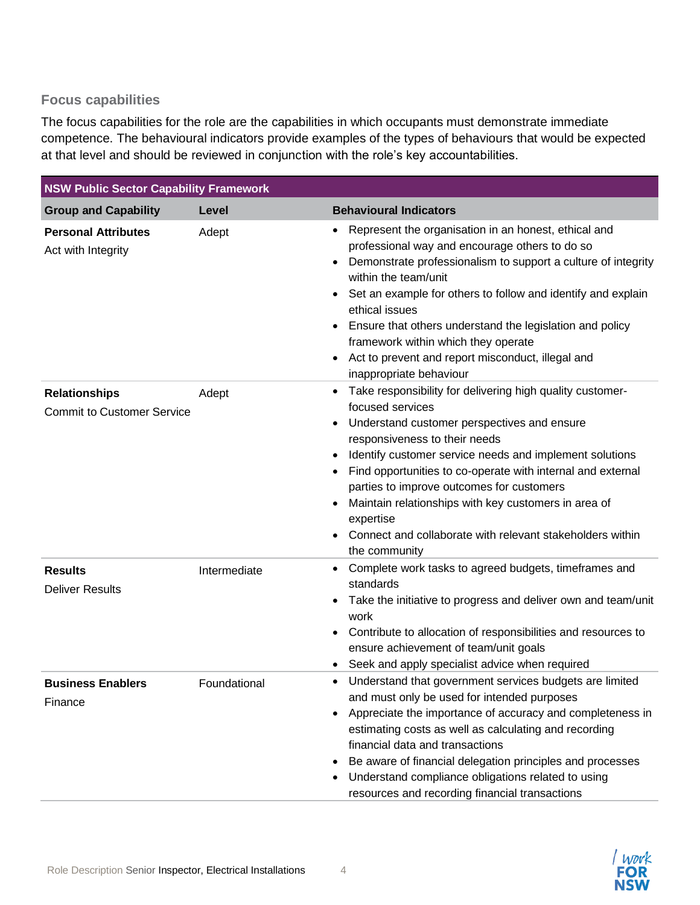### Focus capabilities

The focus capabilities for the role are the capabilities in which occupants must demonstrate immediate competence. The behavioural indicators provide examples of the types of behaviours that would be expected at that level and should be reviewed in conjunction with the role's key accountabilities.

| NSW Public Sector Capability Framework | | |
|---|---|---|
| **Group and Capability** | **Level** | **Behavioural Indicators** |
| **Personal Attributes**<br>Act with Integrity | Adept | • Represent the organisation in an honest, ethical and professional way and encourage others to do so<br>• Demonstrate professionalism to support a culture of integrity within the team/unit<br>• Set an example for others to follow and identify and explain ethical issues<br>• Ensure that others understand the legislation and policy framework within which they operate<br>• Act to prevent and report misconduct, illegal and inappropriate behaviour |
| **Relationships**<br>Commit to Customer Service | Adept | • Take responsibility for delivering high quality customer-focused services<br>• Understand customer perspectives and ensure responsiveness to their needs<br>• Identify customer service needs and implement solutions<br>• Find opportunities to co-operate with internal and external parties to improve outcomes for customers<br>• Maintain relationships with key customers in area of expertise<br>• Connect and collaborate with relevant stakeholders within the community |
| **Results**<br>Deliver Results | Intermediate | • Complete work tasks to agreed budgets, timeframes and standards<br>• Take the initiative to progress and deliver own and team/unit work<br>• Contribute to allocation of responsibilities and resources to ensure achievement of team/unit goals<br>• Seek and apply specialist advice when required |
| **Business Enablers**<br>Finance | Foundational | • Understand that government services budgets are limited and must only be used for intended purposes<br>• Appreciate the importance of accuracy and completeness in estimating costs as well as calculating and recording financial data and transactions<br>• Be aware of financial delegation principles and processes<br>• Understand compliance obligations related to using resources and recording financial transactions |